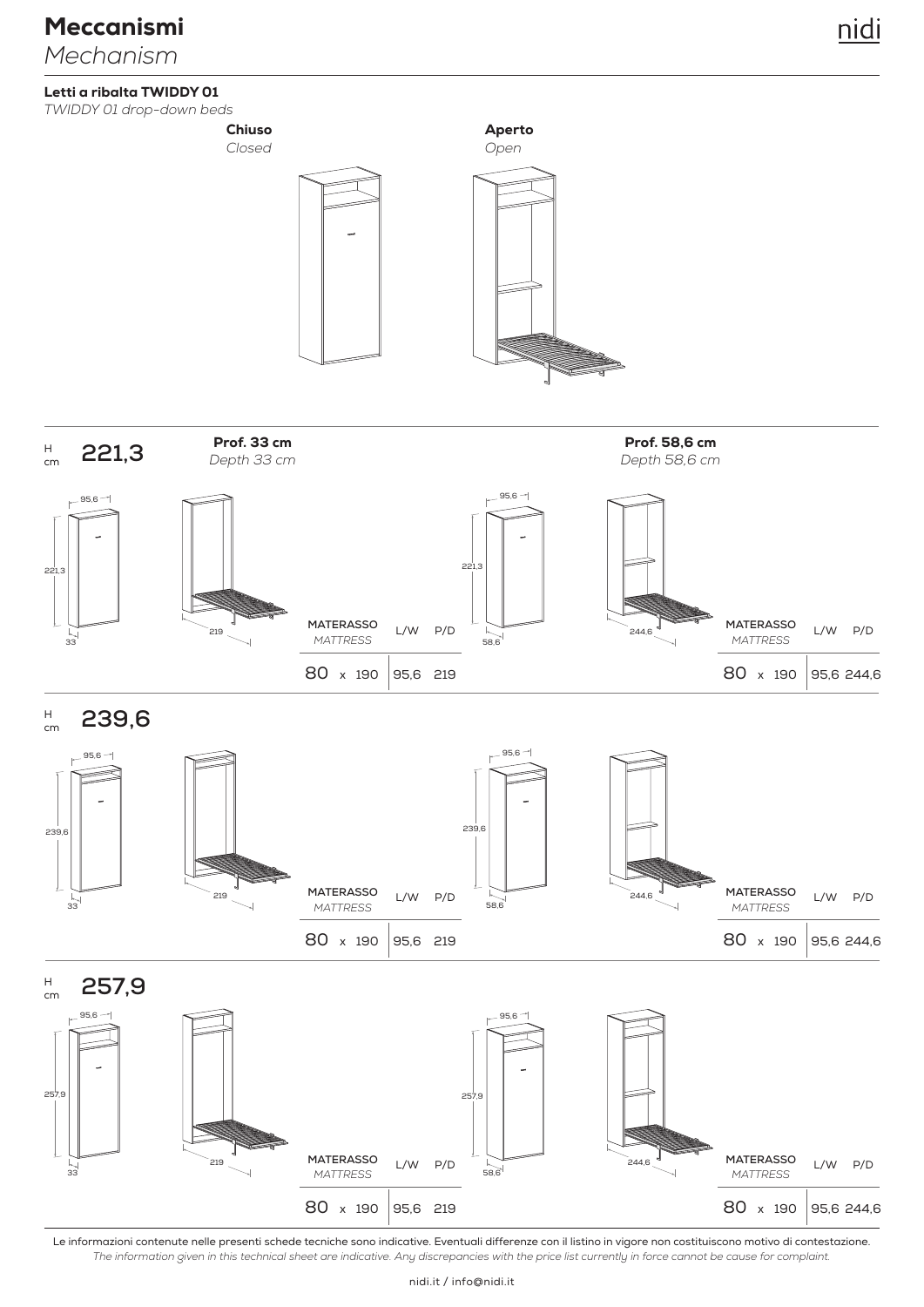# Meccanismi
*Mechanism*

### Letti a ribalta TWIDDY 01
*TWIDDY 01 drop-down beds*

**Chiuso**
*Closed*

**Aperto**
*Open*

## H cm 221,3

**Prof. 33 cm**
*Depth 33 cm*

| MATERASSO *MATTRESS* | L/W | P/D |
|---|---|---|
| 80 x 190 | 95,6 | 219 |

**Prof. 58,6 cm**
*Depth 58,6 cm*

| MATERASSO *MATTRESS* | L/W | P/D |
|---|---|---|
| 80 x 190 | 95,6 | 244,6 |

## H cm 239,6

| MATERASSO *MATTRESS* | L/W | P/D |
|---|---|---|
| 80 x 190 | 95,6 | 219 |

| MATERASSO *MATTRESS* | L/W | P/D |
|---|---|---|
| 80 x 190 | 95,6 | 244,6 |

## H cm 257,9

| MATERASSO *MATTRESS* | L/W | P/D |
|---|---|---|
| 80 x 190 | 95,6 | 219 |

| MATERASSO *MATTRESS* | L/W | P/D |
|---|---|---|
| 80 x 190 | 95,6 | 244,6 |

Le informazioni contenute nelle presenti schede tecniche sono indicative. Eventuali differenze con il listino in vigore non costituiscono motivo di contestazione.
*The information given in this technical sheet are indicative. Any discrepancies with the price list currently in force cannot be cause for complaint.*

nidi.it / info@nidi.it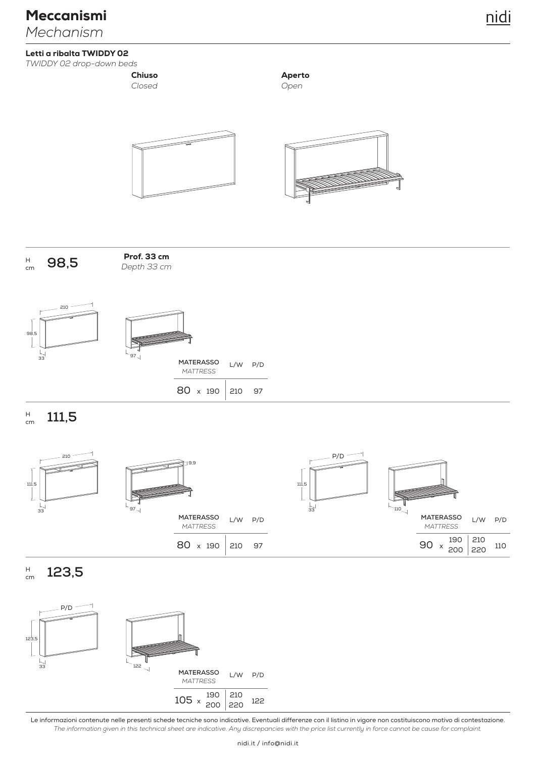# Meccanismi
*Mechanism*

### Letti a ribalta TWIDDY 02
*TWIDDY 02 drop-down beds*

**Chiuso**
*Closed*

**Aperto**
*Open*

H cm **98,5**

**Prof. 33 cm**
*Depth 33 cm*

| MATERASSO *MATTRESS* | L/W | P/D |
|---|---|---|
| 80 x 190 | 210 | 97 |

H cm **111,5**

| MATERASSO *MATTRESS* | L/W | P/D |
|---|---|---|
| 80 x 190 | 210 | 97 |

| MATERASSO *MATTRESS* | L/W | P/D |
|---|---|---|
| 90 x 190 | 210 | 110 |
| 90 x 200 | 220 | 110 |

H cm **123,5**

| MATERASSO *MATTRESS* | L/W | P/D |
|---|---|---|
| 105 x 190 | 210 | 122 |
| 105 x 200 | 220 | 122 |

Le informazioni contenute nelle presenti schede tecniche sono indicative. Eventuali differenze con il listino in vigore non costituiscono motivo di contestazione.
*The information given in this technical sheet are indicative. Any discrepancies with the price list currently in force cannot be cause for complaint.*

nidi.it / info@nidi.it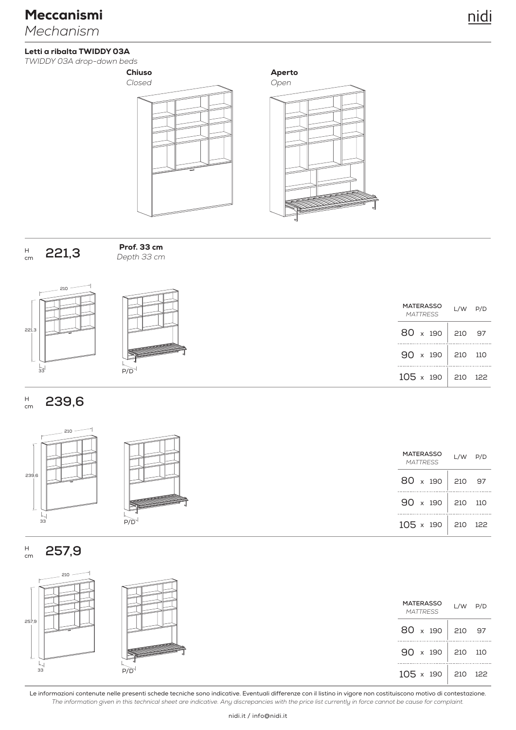# Meccanismi
*Mechanism*

### Letti a ribalta TWIDDY 03A
*TWIDDY 03A drop-down beds*

**Chiuso**
*Closed*

**Aperto**
*Open*

H cm **221,3**

**Prof. 33 cm**
*Depth 33 cm*

| MATERASSO *MATTRESS* | L/W | P/D |
|---|---|---|
| 80 x 190 | 210 | 97 |
| 90 x 190 | 210 | 110 |
| 105 x 190 | 210 | 122 |

H cm **239,6**

| MATERASSO *MATTRESS* | L/W | P/D |
|---|---|---|
| 80 x 190 | 210 | 97 |
| 90 x 190 | 210 | 110 |
| 105 x 190 | 210 | 122 |

H cm **257,9**

| MATERASSO *MATTRESS* | L/W | P/D |
|---|---|---|
| 80 x 190 | 210 | 97 |
| 90 x 190 | 210 | 110 |
| 105 x 190 | 210 | 122 |

Le informazioni contenute nelle presenti schede tecniche sono indicative. Eventuali differenze con il listino in vigore non costituiscono motivo di contestazione.
*The information given in this technical sheet are indicative. Any discrepancies with the price list currently in force cannot be cause for complaint.*

nidi.it / info@nidi.it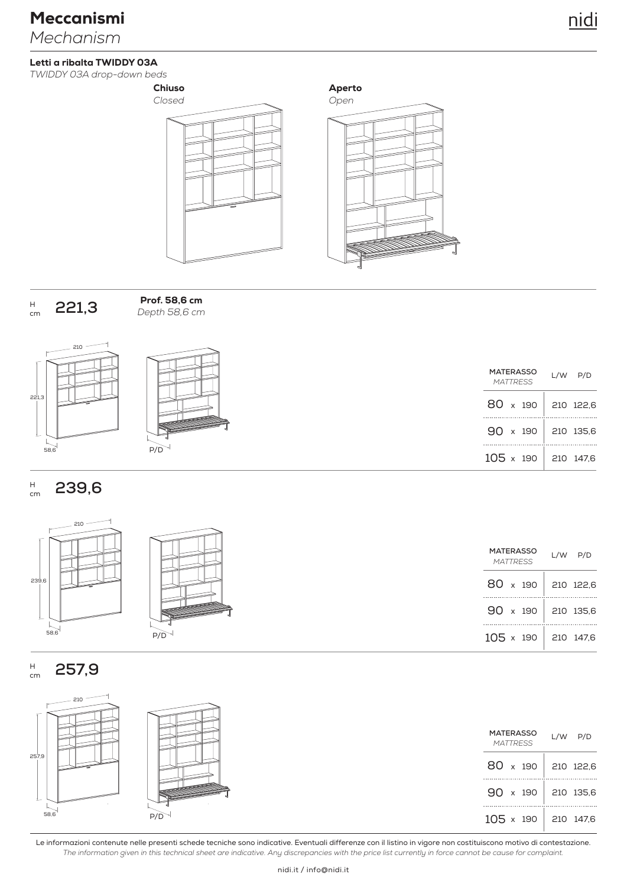# Meccanismi
*Mechanism*

### Letti a ribalta TWIDDY 03A
*TWIDDY 03A drop-down beds*

**Chiuso**
*Closed*

**Aperto**
*Open*

H cm **221,3**

**Prof. 58,6 cm**
*Depth 58,6 cm*

| MATERASSO *MATTRESS* | L/W | P/D |
|---|---|---|
| 80 x 190 | 210 | 122,6 |
| 90 x 190 | 210 | 135,6 |
| 105 x 190 | 210 | 147,6 |

H cm **239,6**

| MATERASSO *MATTRESS* | L/W | P/D |
|---|---|---|
| 80 x 190 | 210 | 122,6 |
| 90 x 190 | 210 | 135,6 |
| 105 x 190 | 210 | 147,6 |

H cm **257,9**

| MATERASSO *MATTRESS* | L/W | P/D |
|---|---|---|
| 80 x 190 | 210 | 122,6 |
| 90 x 190 | 210 | 135,6 |
| 105 x 190 | 210 | 147,6 |

Le informazioni contenute nelle presenti schede tecniche sono indicative. Eventuali differenze con il listino in vigore non costituiscono motivo di contestazione.
*The information given in this technical sheet are indicative. Any discrepancies with the price list currently in force cannot be cause for complaint.*

nidi.it / info@nidi.it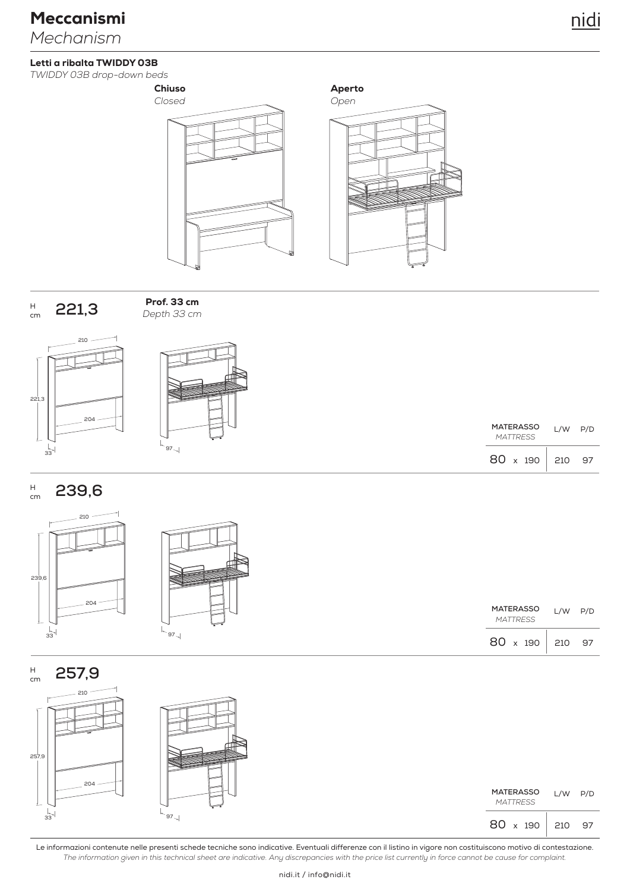# Meccanismi
*Mechanism*

### Letti a ribalta TWIDDY 03B
*TWIDDY 03B drop-down beds*

**Chiuso**
*Closed*

**Aperto**
*Open*

H cm **221,3**

**Prof. 33 cm**
*Depth 33 cm*

| **MATERASSO** *MATTRESS* | L/W | P/D |
|---|---|---|
| 80 x 190 | 210 | 97 |

H cm **239,6**

| **MATERASSO** *MATTRESS* | L/W | P/D |
|---|---|---|
| 80 x 190 | 210 | 97 |

H cm **257,9**

| **MATERASSO** *MATTRESS* | L/W | P/D |
|---|---|---|
| 80 x 190 | 210 | 97 |

Le informazioni contenute nelle presenti schede tecniche sono indicative. Eventuali differenze con il listino in vigore non costituiscono motivo di contestazione.
*The information given in this technical sheet are indicative. Any discrepancies with the price list currently in force cannot be cause for complaint.*

nidi.it / info@nidi.it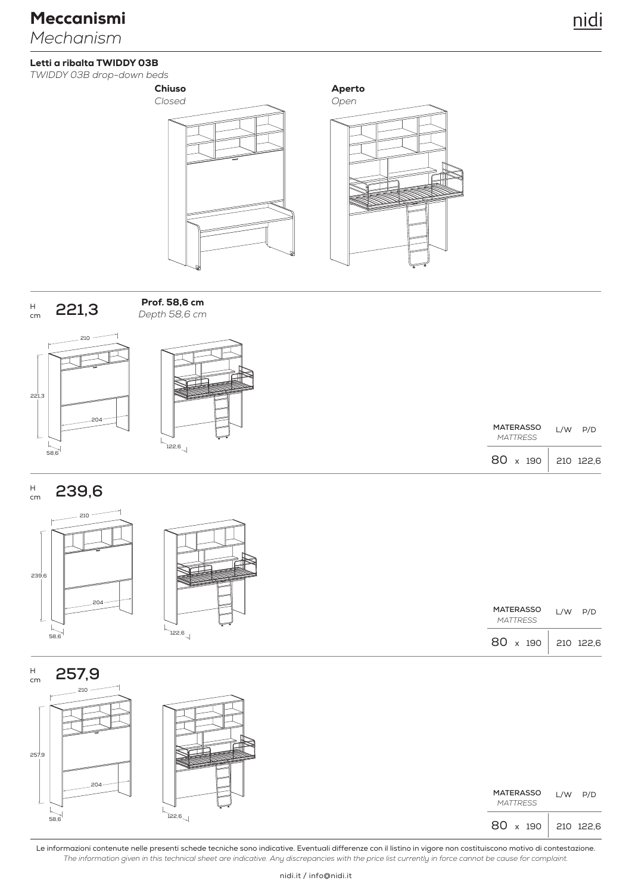# Meccanismi

*Mechanism*

## Letti a ribalta TWIDDY 03B

*TWIDDY 03B drop-down beds*

**Chiuso**
*Closed*

**Aperto**
*Open*

### H cm 221,3

**Prof. 58,6 cm**
*Depth 58,6 cm*

| MATERASSO *MATTRESS* | L/W | P/D |
|---|---|---|
| 80 x 190 | 210 | 122,6 |

### H cm 239,6

| MATERASSO *MATTRESS* | L/W | P/D |
|---|---|---|
| 80 x 190 | 210 | 122,6 |

### H cm 257,9

| MATERASSO *MATTRESS* | L/W | P/D |
|---|---|---|
| 80 x 190 | 210 | 122,6 |

Le informazioni contenute nelle presenti schede tecniche sono indicative. Eventuali differenze con il listino in vigore non costituiscono motivo di contestazione.
*The information given in this technical sheet are indicative. Any discrepancies with the price list currently in force cannot be cause for complaint.*

nidi.it / info@nidi.it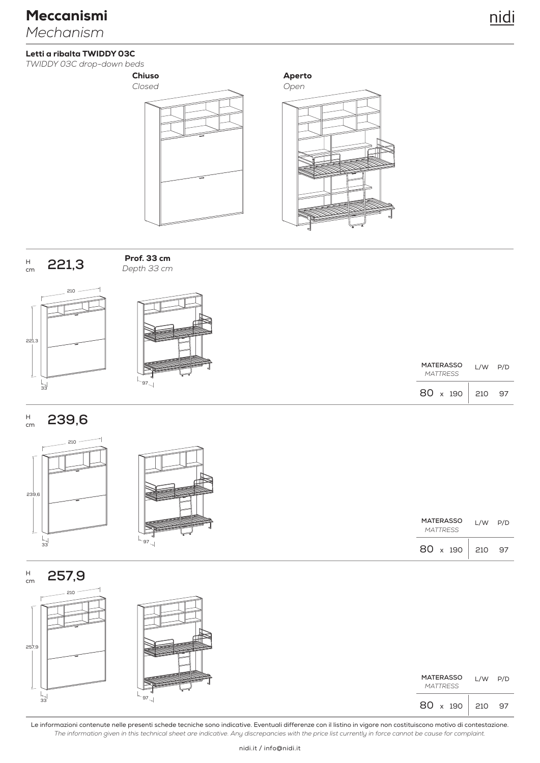# Meccanismi

*Mechanism*

### Letti a ribalta TWIDDY 03C

*TWIDDY 03C drop-down beds*

**Chiuso**
*Closed*

**Aperto**
*Open*

H cm **221,3**

**Prof. 33 cm**
*Depth 33 cm*

| MATERASSO *MATTRESS* | L/W | P/D |
|---|---|---|
| 80 x 190 | 210 | 97 |

H cm **239,6**

| MATERASSO *MATTRESS* | L/W | P/D |
|---|---|---|
| 80 x 190 | 210 | 97 |

H cm **257,9**

| MATERASSO *MATTRESS* | L/W | P/D |
|---|---|---|
| 80 x 190 | 210 | 97 |

Le informazioni contenute nelle presenti schede tecniche sono indicative. Eventuali differenze con il listino in vigore non costituiscono motivo di contestazione.
*The information given in this technical sheet are indicative. Any discrepancies with the price list currently in force cannot be cause for complaint.*

nidi.it / info@nidi.it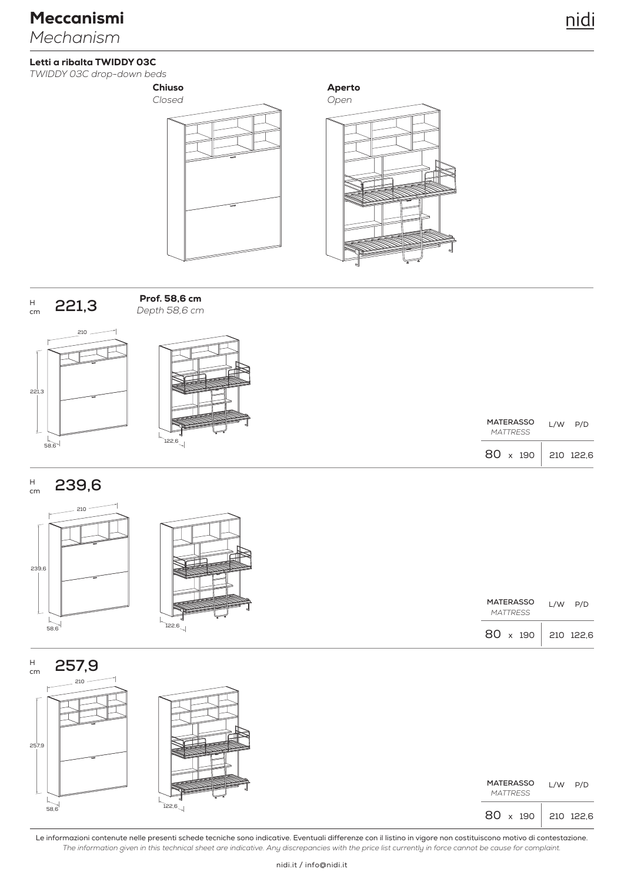# Meccanismi
*Mechanism*

### Letti a ribalta TWIDDY 03C
*TWIDDY 03C drop-down beds*

**Chiuso**
*Closed*

**Aperto**
*Open*

H cm **221,3**

**Prof. 58,6 cm**
*Depth 58,6 cm*

210

221,3

58,6

122,6

| **MATERASSO** *MATTRESS* | L/W | P/D |
|---|---|---|
| 80 x 190 | 210 | 122,6 |

H cm **239,6**

210

239,6

58,6

122,6

| **MATERASSO** *MATTRESS* | L/W | P/D |
|---|---|---|
| 80 x 190 | 210 | 122,6 |

H cm **257,9**

210

257,9

58,6

122,6

| **MATERASSO** *MATTRESS* | L/W | P/D |
|---|---|---|
| 80 x 190 | 210 | 122,6 |

**Le informazioni contenute nelle presenti schede tecniche sono indicative. Eventuali differenze con il listino in vigore non costituiscono motivo di contestazione.**
*The information given in this technical sheet are indicative. Any discrepancies with the price list currently in force cannot be cause for complaint.*

nidi.it / info@nidi.it